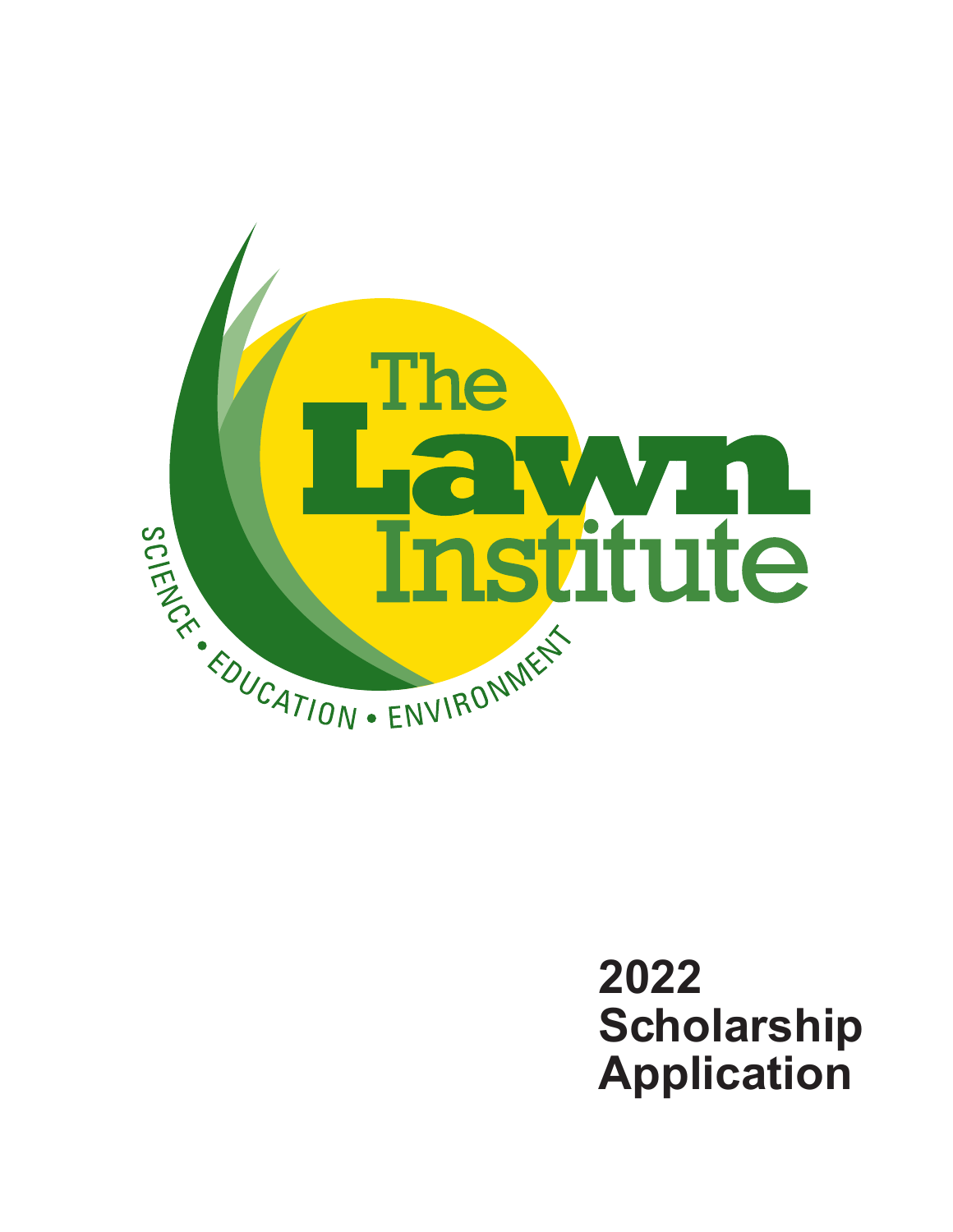The Lawn Institute

SCIENCE • EDUCATION • ENVIRONMENT

# 2022 Scholarship Application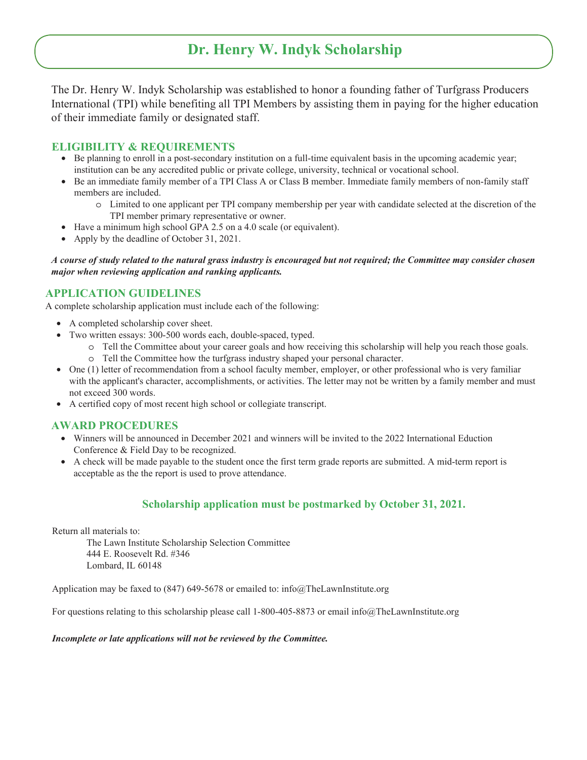# Dr. Henry W. Indyk Scholarship

The Dr. Henry W. Indyk Scholarship was established to honor a founding father of Turfgrass Producers International (TPI) while benefiting all TPI Members by assisting them in paying for the higher education of their immediate family or designated staff.

## ELIGIBILITY & REQUIREMENTS

- Be planning to enroll in a post-secondary institution on a full-time equivalent basis in the upcoming academic year; institution can be any accredited public or private college, university, technical or vocational school.
- Be an immediate family member of a TPI Class A or Class B member. Immediate family members of non-family staff members are included.
  - Limited to one applicant per TPI company membership per year with candidate selected at the discretion of the TPI member primary representative or owner.
- Have a minimum high school GPA 2.5 on a 4.0 scale (or equivalent).
- Apply by the deadline of October 31, 2021.

***A course of study related to the natural grass industry is encouraged but not required; the Committee may consider chosen major when reviewing application and ranking applicants.***

## APPLICATION GUIDELINES

A complete scholarship application must include each of the following:

- A completed scholarship cover sheet.
- Two written essays: 300-500 words each, double-spaced, typed.
  - Tell the Committee about your career goals and how receiving this scholarship will help you reach those goals.
  - Tell the Committee how the turfgrass industry shaped your personal character.
- One (1) letter of recommendation from a school faculty member, employer, or other professional who is very familiar with the applicant's character, accomplishments, or activities. The letter may not be written by a family member and must not exceed 300 words.
- A certified copy of most recent high school or collegiate transcript.

## AWARD PROCEDURES

- Winners will be announced in December 2021 and winners will be invited to the 2022 International Edution Conference & Field Day to be recognized.
- A check will be made payable to the student once the first term grade reports are submitted. A mid-term report is acceptable as the the report is used to prove attendance.

**Scholarship application must be postmarked by October 31, 2021.**

Return all materials to:

The Lawn Institute Scholarship Selection Committee
444 E. Roosevelt Rd. #346
Lombard, IL 60148

Application may be faxed to (847) 649-5678 or emailed to: info@TheLawnInstitute.org

For questions relating to this scholarship please call 1-800-405-8873 or email info@TheLawnInstitute.org

***Incomplete or late applications will not be reviewed by the Committee.***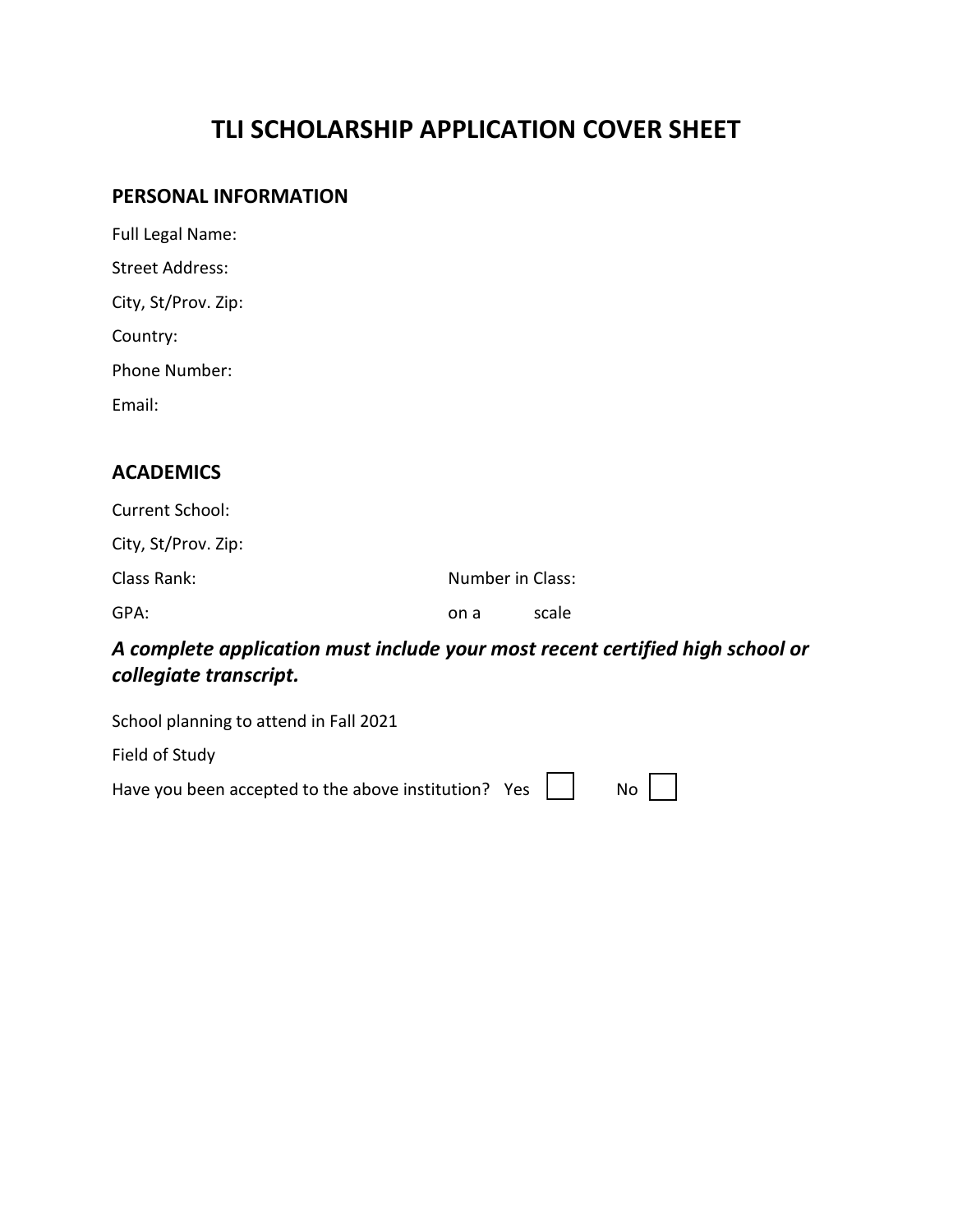# TLI SCHOLARSHIP APPLICATION COVER SHEET

## PERSONAL INFORMATION

Full Legal Name:

Street Address:

City, St/Prov. Zip:

Country:

Phone Number:

Email:

## ACADEMICS

Current School:

City, St/Prov. Zip:

Class Rank: Number in Class:

GPA: on a scale

***A complete application must include your most recent certified high school or collegiate transcript.***

School planning to attend in Fall 2021

Field of Study

Have you been accepted to the above institution? Yes ☐ No ☐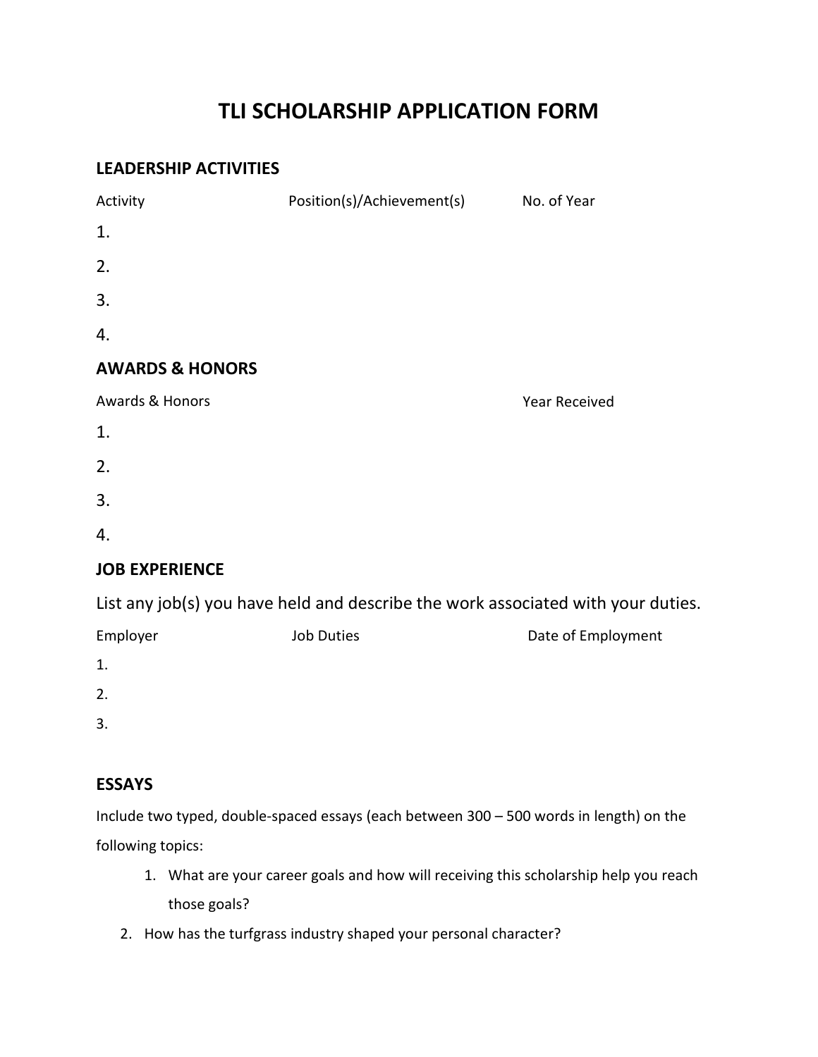# TLI SCHOLARSHIP APPLICATION FORM

## LEADERSHIP ACTIVITIES

| Activity | Position(s)/Achievement(s) | No. of Year |
|---|---|---|
| 1. | | |
| 2. | | |
| 3. | | |
| 4. | | |

## AWARDS & HONORS

| Awards & Honors | Year Received |
|---|---|
| 1. | |
| 2. | |
| 3. | |
| 4. | |

## JOB EXPERIENCE

List any job(s) you have held and describe the work associated with your duties.

| Employer | Job Duties | Date of Employment |
|---|---|---|
| 1. | | |
| 2. | | |
| 3. | | |

## ESSAYS

Include two typed, double-spaced essays (each between 300 – 500 words in length) on the following topics:

1. What are your career goals and how will receiving this scholarship help you reach those goals?
2. How has the turfgrass industry shaped your personal character?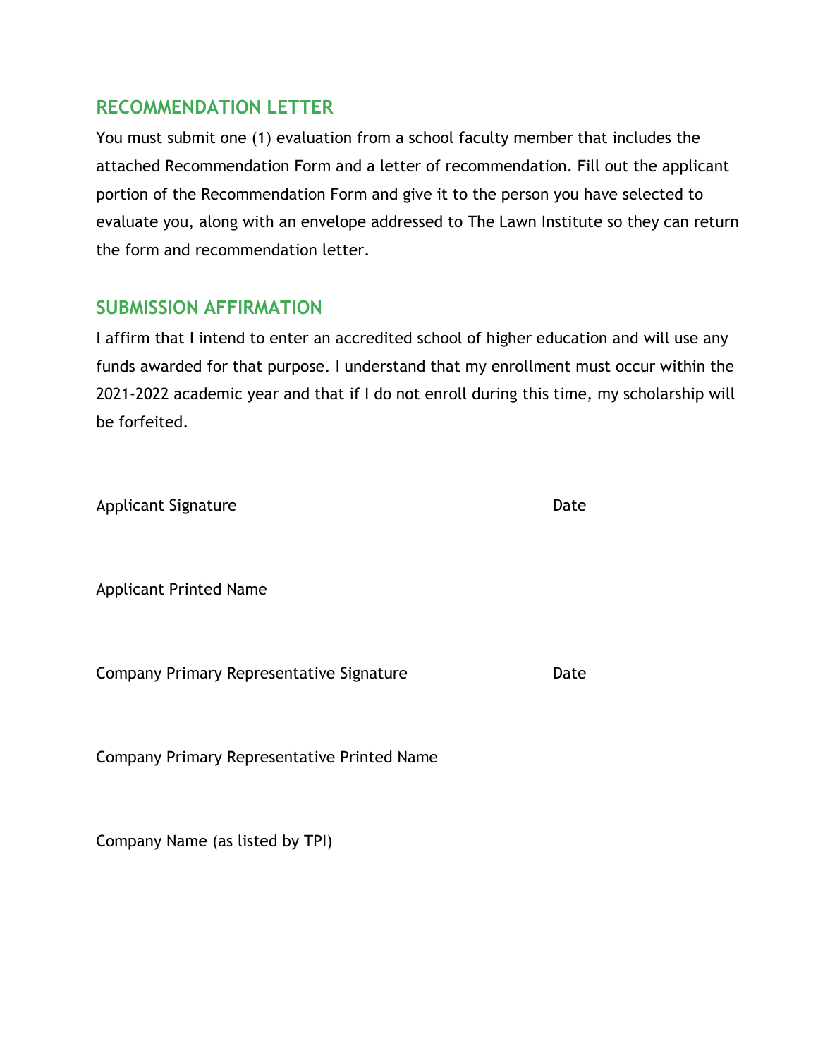## RECOMMENDATION LETTER

You must submit one (1) evaluation from a school faculty member that includes the attached Recommendation Form and a letter of recommendation. Fill out the applicant portion of the Recommendation Form and give it to the person you have selected to evaluate you, along with an envelope addressed to The Lawn Institute so they can return the form and recommendation letter.

## SUBMISSION AFFIRMATION

I affirm that I intend to enter an accredited school of higher education and will use any funds awarded for that purpose. I understand that my enrollment must occur within the 2021-2022 academic year and that if I do not enroll during this time, my scholarship will be forfeited.

Applicant Signature Date

Applicant Printed Name

Company Primary Representative Signature Date

Company Primary Representative Printed Name

Company Name (as listed by TPI)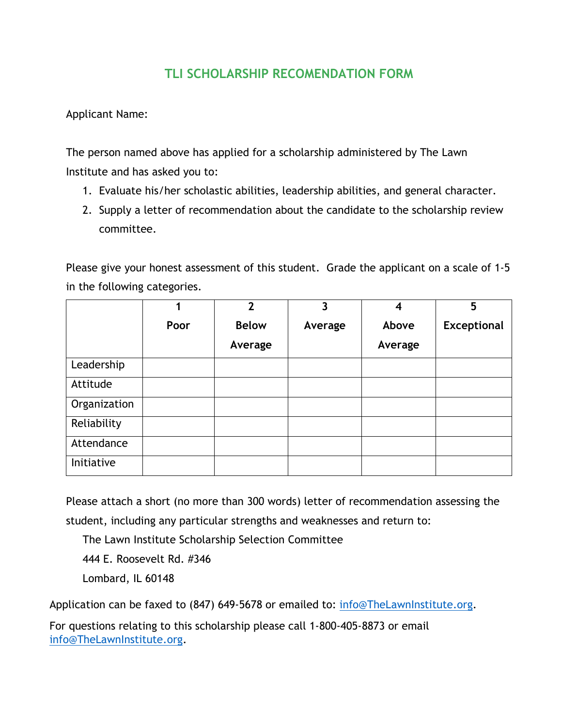# TLI SCHOLARSHIP RECOMENDATION FORM

Applicant Name:

The person named above has applied for a scholarship administered by The Lawn Institute and has asked you to:

1. Evaluate his/her scholastic abilities, leadership abilities, and general character.
2. Supply a letter of recommendation about the candidate to the scholarship review committee.

Please give your honest assessment of this student. Grade the applicant on a scale of 1-5 in the following categories.

| | **1 Poor** | **2 Below Average** | **3 Average** | **4 Above Average** | **5 Exceptional** |
|---|---|---|---|---|---|
| Leadership | | | | | |
| Attitude | | | | | |
| Organization | | | | | |
| Reliability | | | | | |
| Attendance | | | | | |
| Initiative | | | | | |

Please attach a short (no more than 300 words) letter of recommendation assessing the student, including any particular strengths and weaknesses and return to:

The Lawn Institute Scholarship Selection Committee
444 E. Roosevelt Rd. #346
Lombard, IL 60148

Application can be faxed to (847) 649-5678 or emailed to: info@TheLawnInstitute.org.

For questions relating to this scholarship please call 1-800-405-8873 or email info@TheLawnInstitute.org.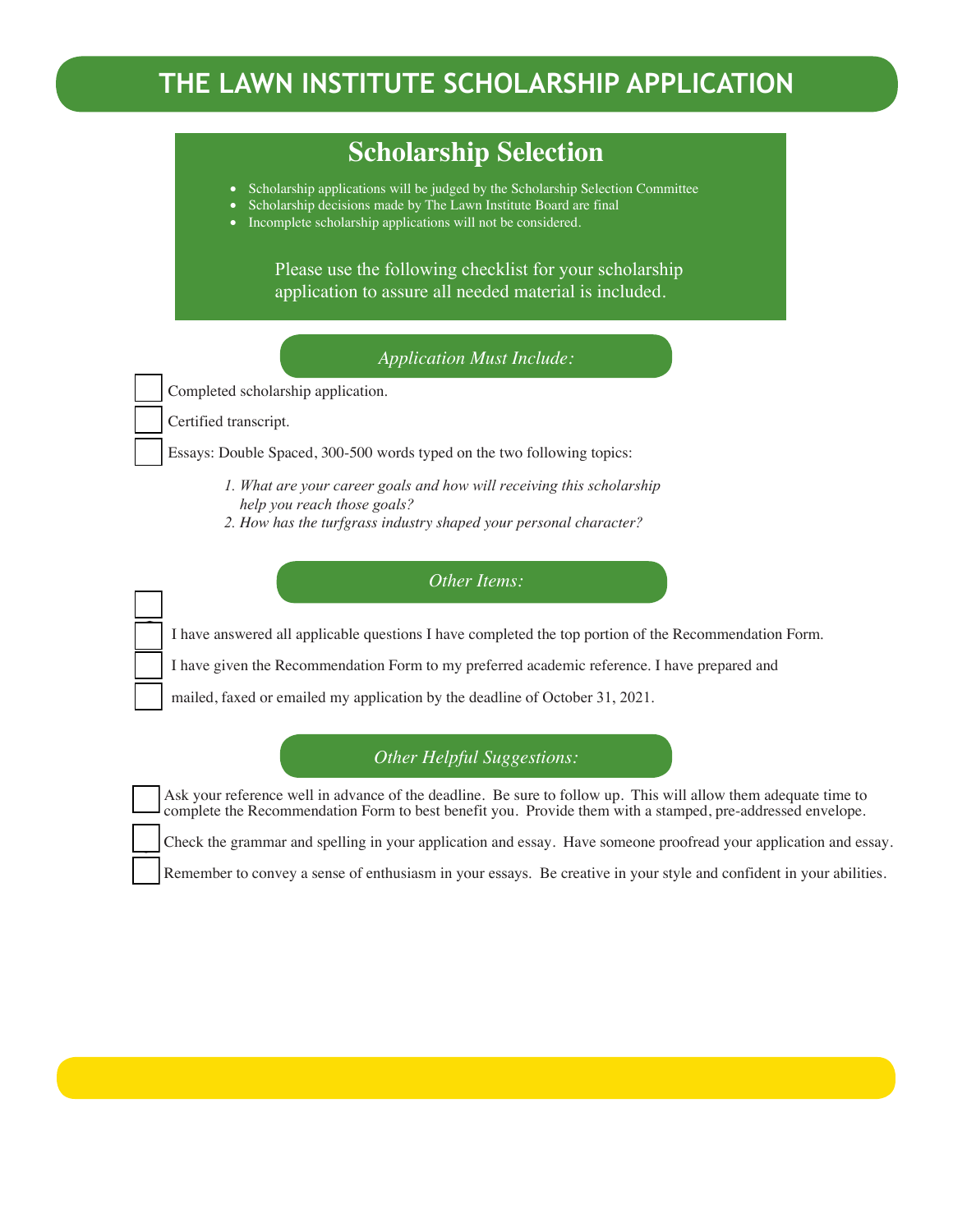# THE LAWN INSTITUTE SCHOLARSHIP APPLICATION

## Scholarship Selection

- Scholarship applications will be judged by the Scholarship Selection Committee
- Scholarship decisions made by The Lawn Institute Board are final
- Incomplete scholarship applications will not be considered.

Please use the following checklist for your scholarship application to assure all needed material is included.

### *Application Must Include:*

- ☐ Completed scholarship application.
- ☐ Certified transcript.
- ☐ Essays: Double Spaced, 300-500 words typed on the two following topics:

  1. *What are your career goals and how will receiving this scholarship help you reach those goals?*
  2. *How has the turfgrass industry shaped your personal character?*

### *Other Items:*

- ☐
- ☐ I have answered all applicable questions I have completed the top portion of the Recommendation Form.
- ☐ I have given the Recommendation Form to my preferred academic reference. I have prepared and
- ☐ mailed, faxed or emailed my application by the deadline of October 31, 2021.

### *Other Helpful Suggestions:*

- ☐ Ask your reference well in advance of the deadline. Be sure to follow up. This will allow them adequate time to complete the Recommendation Form to best benefit you. Provide them with a stamped, pre-addressed envelope.
- ☐ Check the grammar and spelling in your application and essay. Have someone proofread your application and essay.
- ☐ Remember to convey a sense of enthusiasm in your essays. Be creative in your style and confident in your abilities.